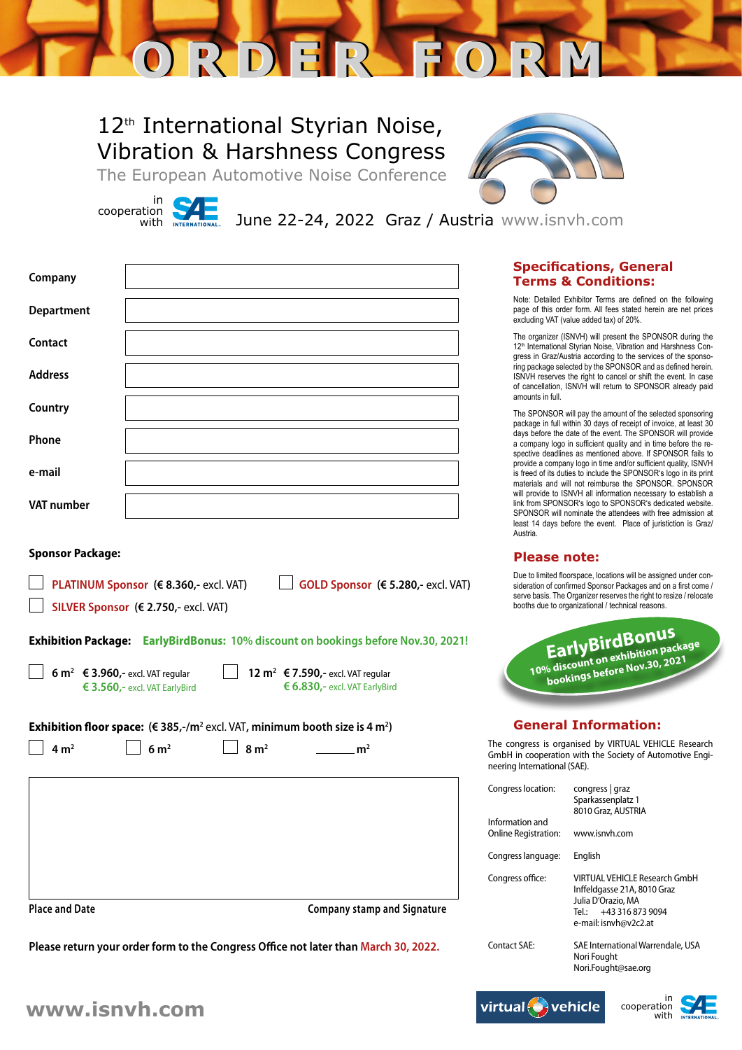# ORDER FORM

## 12th International Styrian Noise, Vibration & Harshness Congress

The European Automotive Noise Conference

in cooperation with SAE International

June 22-24, 2022 Graz / Austria www.isnvh.com

| | |
|---|---|
| **Company** | |
| **Department** | |
| **Contact** | |
| **Address** | |
| **Country** | |
| **Phone** | |
| **e-mail** | |
| **VAT number** | |

**Sponsor Package:**

☐ **PLATINUM Sponsor** (€ 8.360,- excl. VAT) ☐ **GOLD Sponsor** (€ 5.280,- excl. VAT)

☐ **SILVER Sponsor** (€ 2.750,- excl. VAT)

**Exhibition Package:** **EarlyBirdBonus: 10% discount on bookings before Nov.30, 2021!**

☐ **6 m²** **€ 3.960,-** excl. VAT regular / **€ 3.560,-** excl. VAT EarlyBird

☐ **12 m²** **€ 7.590,-** excl. VAT regular / **€ 6.830,-** excl. VAT EarlyBird

**Exhibition floor space:** (€ 385,-/m² excl. VAT, minimum booth size is 4 m²)

☐ 4 m² ☐ 6 m² ☐ 8 m² ______ m²

**Place and Date** **Company stamp and Signature**

**Please return your order form to the Congress Office not later than March 30, 2022.**

## Specifications, General Terms & Conditions:

Note: Detailed Exhibitor Terms are defined on the following page of this order form. All fees stated herein are net prices excluding VAT (value added tax) of 20%.

The organizer (ISNVH) will present the SPONSOR during the 12th International Styrian Noise, Vibration and Harshness Congress in Graz/Austria according to the services of the sponsoring package selected by the SPONSOR and as defined herein. ISNVH reserves the right to cancel or shift the event. In case of cancellation, ISNVH will return to SPONSOR already paid amounts in full.

The SPONSOR will pay the amount of the selected sponsoring package in full within 30 days of receipt of invoice, at least 30 days before the date of the event. The SPONSOR will provide a company logo in sufficient quality and in time before the respective deadlines as mentioned above. If SPONSOR fails to provide a company logo in time and/or sufficient quality, ISNVH is freed of its duties to include the SPONSOR's logo in its print materials and will not reimburse the SPONSOR. SPONSOR will provide to ISNVH all information necessary to establish a link from SPONSOR's logo to SPONSOR's dedicated website. SPONSOR will nominate the attendees with free admission at least 14 days before the event. Place of juristiction is Graz/Austria.

## Please note:

Due to limited floorspace, locations will be assigned under consideration of confirmed Sponsor Packages and on a first come / serve basis. The Organizer reserves the right to resize / relocate booths due to organizational / technical reasons.

**EarlyBirdBonus**
10% discount on exhibition package bookings before Nov.30, 2021

## General Information:

The congress is organised by VIRTUAL VEHICLE Research GmbH in cooperation with the Society of Automotive Engineering International (SAE).

| | |
|---|---|
| Congress location: | congress \| graz<br>Sparkassenplatz 1<br>8010 Graz, AUSTRIA |
| Information and Online Registration: | www.isnvh.com |
| Congress language: | English |
| Congress office: | VIRTUAL VEHICLE Research GmbH<br>Inffeldgasse 21A, 8010 Graz<br>Julia D'Orazio, MA<br>Tel.: +43 316 873 9094<br>e-mail: isnvh@v2c2.at |
| Contact SAE: | SAE International Warrendale, USA<br>Nori Fought<br>Nori.Fought@sae.org |

www.isnvh.com

virtual vehicle — in cooperation with SAE International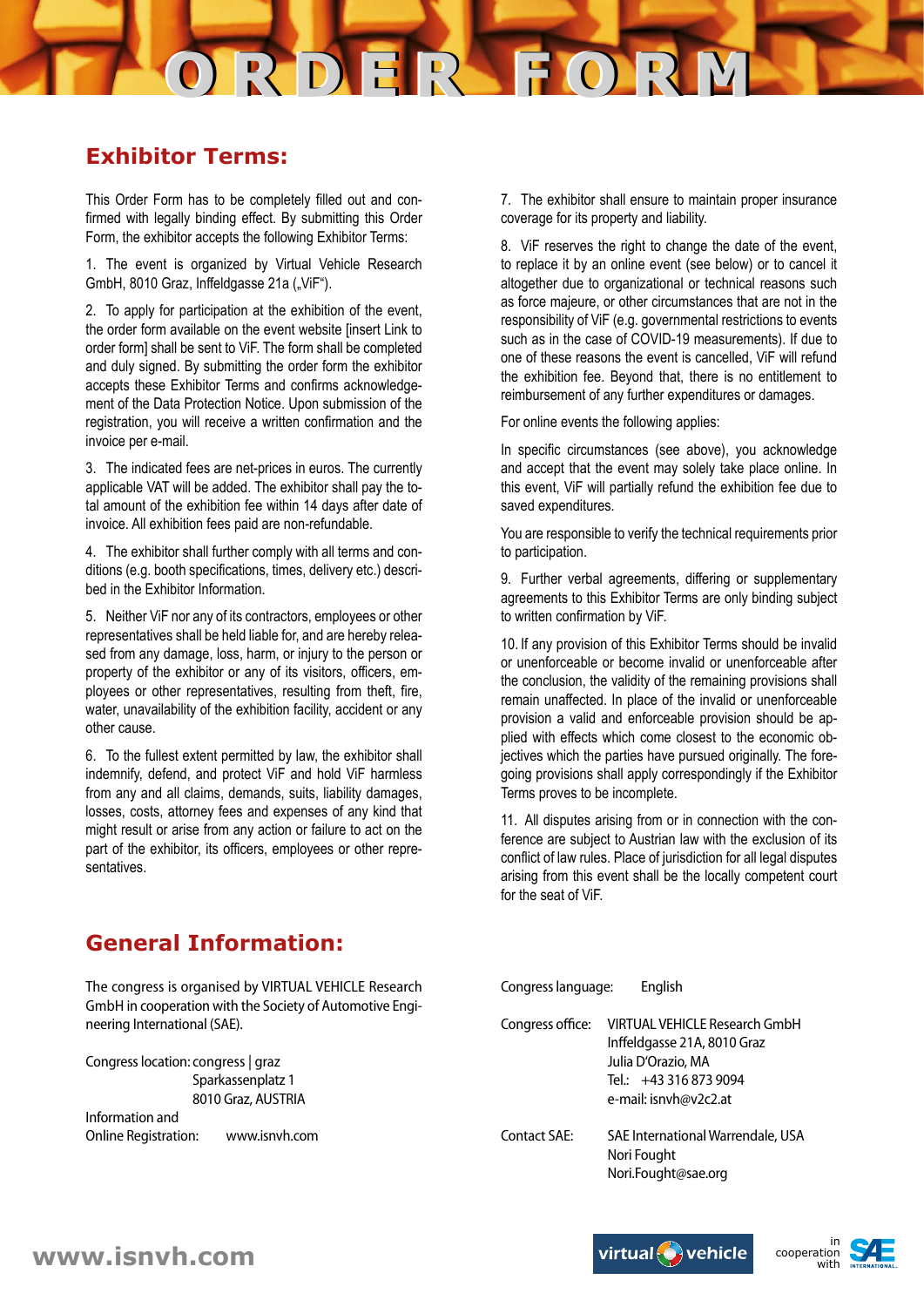# ORDER FORM

## Exhibitor Terms:

This Order Form has to be completely filled out and confirmed with legally binding effect. By submitting this Order Form, the exhibitor accepts the following Exhibitor Terms:

1. The event is organized by Virtual Vehicle Research GmbH, 8010 Graz, Inffeldgasse 21a („ViF").

2. To apply for participation at the exhibition of the event, the order form available on the event website [insert Link to order form] shall be sent to ViF. The form shall be completed and duly signed. By submitting the order form the exhibitor accepts these Exhibitor Terms and confirms acknowledgement of the Data Protection Notice. Upon submission of the registration, you will receive a written confirmation and the invoice per e-mail.

3. The indicated fees are net-prices in euros. The currently applicable VAT will be added. The exhibitor shall pay the total amount of the exhibition fee within 14 days after date of invoice. All exhibition fees paid are non-refundable.

4. The exhibitor shall further comply with all terms and conditions (e.g. booth specifications, times, delivery etc.) described in the Exhibitor Information.

5. Neither ViF nor any of its contractors, employees or other representatives shall be held liable for, and are hereby released from any damage, loss, harm, or injury to the person or property of the exhibitor or any of its visitors, officers, employees or other representatives, resulting from theft, fire, water, unavailability of the exhibition facility, accident or any other cause.

6. To the fullest extent permitted by law, the exhibitor shall indemnify, defend, and protect ViF and hold ViF harmless from any and all claims, demands, suits, liability damages, losses, costs, attorney fees and expenses of any kind that might result or arise from any action or failure to act on the part of the exhibitor, its officers, employees or other representatives.

7. The exhibitor shall ensure to maintain proper insurance coverage for its property and liability.

8. ViF reserves the right to change the date of the event, to replace it by an online event (see below) or to cancel it altogether due to organizational or technical reasons such as force majeure, or other circumstances that are not in the responsibility of ViF (e.g. governmental restrictions to events such as in the case of COVID-19 measurements). If due to one of these reasons the event is cancelled, ViF will refund the exhibition fee. Beyond that, there is no entitlement to reimbursement of any further expenditures or damages.

For online events the following applies:

In specific circumstances (see above), you acknowledge and accept that the event may solely take place online. In this event, ViF will partially refund the exhibition fee due to saved expenditures.

You are responsible to verify the technical requirements prior to participation.

9. Further verbal agreements, differing or supplementary agreements to this Exhibitor Terms are only binding subject to written confirmation by ViF.

10. If any provision of this Exhibitor Terms should be invalid or unenforceable or become invalid or unenforceable after the conclusion, the validity of the remaining provisions shall remain unaffected. In place of the invalid or unenforceable provision a valid and enforceable provision should be applied with effects which come closest to the economic objectives which the parties have pursued originally. The foregoing provisions shall apply correspondingly if the Exhibitor Terms proves to be incomplete.

11. All disputes arising from or in connection with the conference are subject to Austrian law with the exclusion of its conflict of law rules. Place of jurisdiction for all legal disputes arising from this event shall be the locally competent court for the seat of ViF.

## General Information:

The congress is organised by VIRTUAL VEHICLE Research GmbH in cooperation with the Society of Automotive Engineering International (SAE).

Congress location: congress | graz
Sparkassenplatz 1
8010 Graz, AUSTRIA

Information and
Online Registration: www.isnvh.com

Congress language: English

Congress office: VIRTUAL VEHICLE Research GmbH
Inffeldgasse 21A, 8010 Graz
Julia D'Orazio, MA
Tel.: +43 316 873 9094
e-mail: isnvh@v2c2.at

Contact SAE: SAE International Warrendale, USA
Nori Fought
Nori.Fought@sae.org

www.isnvh.com

virtual vehicle — in cooperation with SAE International